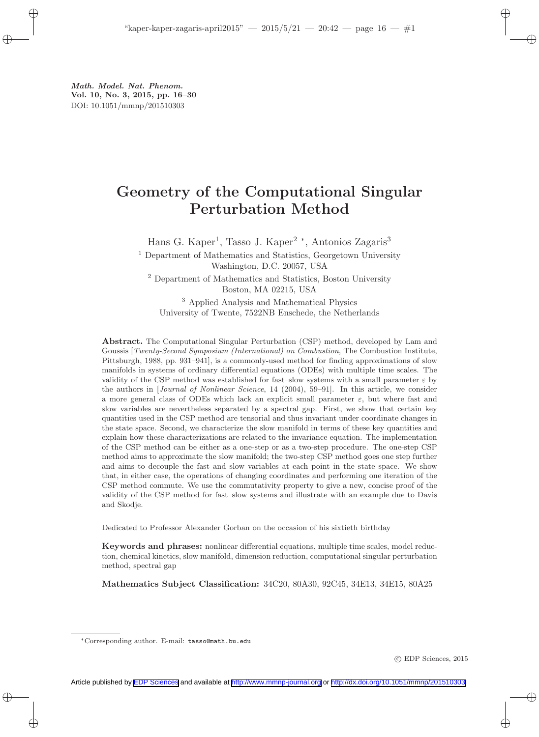# Geometry of the Computational Singular Perturbation Method

Hans G. Kaper[1], Tasso J. Kaper[2] *, Antonios Zagaris[3]

[1] Department of Mathematics and Statistics, Georgetown University Washington, D.C. 20057, USA

[2] Department of Mathematics and Statistics, Boston University Boston, MA 02215, USA

[3] Applied Analysis and Mathematical Physics University of Twente, 7522NB Enschede, the Netherlands

**Abstract.** The Computational Singular Perturbation (CSP) method, developed by Lam and Goussis [*Twenty-Second Symposium (International) on Combustion*, The Combustion Institute, Pittsburgh, 1988, pp. 931–941], is a commonly-used method for finding approximations of slow manifolds in systems of ordinary differential equations (ODEs) with multiple time scales. The validity of the CSP method was established for fast–slow systems with a small parameter $\varepsilon$ by the authors in [*Journal of Nonlinear Science*, 14 (2004), 59–91]. In this article, we consider a more general class of ODEs which lack an explicit small parameter $\varepsilon$, but where fast and slow variables are nevertheless separated by a spectral gap. First, we show that certain key quantities used in the CSP method are tensorial and thus invariant under coordinate changes in the state space. Second, we characterize the slow manifold in terms of these key quantities and explain how these characterizations are related to the invariance equation. The implementation of the CSP method can be either as a one-step or as a two-step procedure. The one-step CSP method aims to approximate the slow manifold; the two-step CSP method goes one step further and aims to decouple the fast and slow variables at each point in the state space. We show that, in either case, the operations of changing coordinates and performing one iteration of the CSP method commute. We use the commutativity property to give a new, concise proof of the validity of the CSP method for fast–slow systems and illustrate with an example due to Davis and Skodje.

Dedicated to Professor Alexander Gorban on the occasion of his sixtieth birthday

**Keywords and phrases:** nonlinear differential equations, multiple time scales, model reduction, chemical kinetics, slow manifold, dimension reduction, computational singular perturbation method, spectral gap

**Mathematics Subject Classification:** 34C20, 80A30, 92C45, 34E13, 34E15, 80A25

*Corresponding author. E-mail: tasso@math.bu.edu

© EDP Sciences, 2015

Article published by EDP Sciences and available at http://www.mmnp-journal.org or http://dx.doi.org/10.1051/mmnp/201510303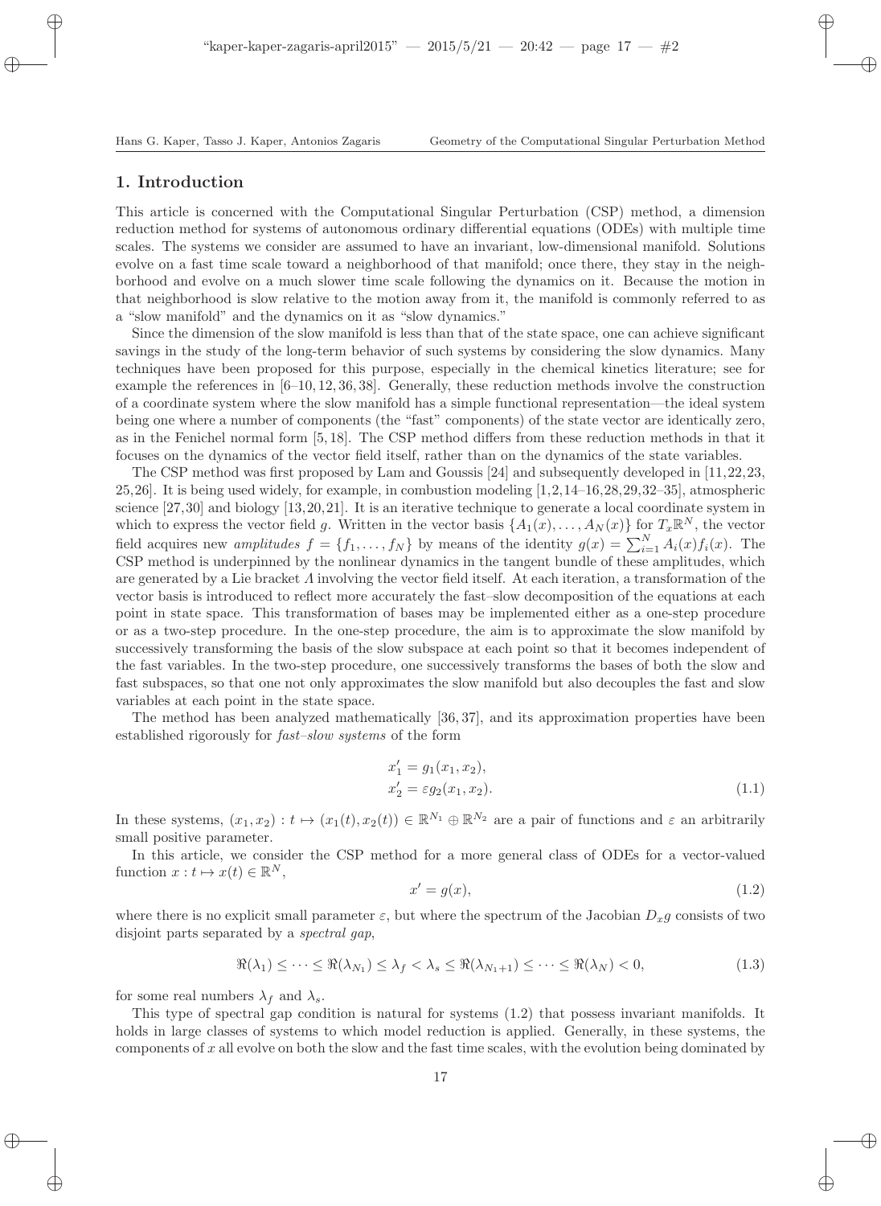## 1. Introduction

This article is concerned with the Computational Singular Perturbation (CSP) method, a dimension reduction method for systems of autonomous ordinary differential equations (ODEs) with multiple time scales. The systems we consider are assumed to have an invariant, low-dimensional manifold. Solutions evolve on a fast time scale toward a neighborhood of that manifold; once there, they stay in the neighborhood and evolve on a much slower time scale following the dynamics on it. Because the motion in that neighborhood is slow relative to the motion away from it, the manifold is commonly referred to as a "slow manifold" and the dynamics on it as "slow dynamics."

Since the dimension of the slow manifold is less than that of the state space, one can achieve significant savings in the study of the long-term behavior of such systems by considering the slow dynamics. Many techniques have been proposed for this purpose, especially in the chemical kinetics literature; see for example the references in [6–10, 12, 36, 38]. Generally, these reduction methods involve the construction of a coordinate system where the slow manifold has a simple functional representation—the ideal system being one where a number of components (the "fast" components) of the state vector are identically zero, as in the Fenichel normal form [5, 18]. The CSP method differs from these reduction methods in that it focuses on the dynamics of the vector field itself, rather than on the dynamics of the state variables.

The CSP method was first proposed by Lam and Goussis [24] and subsequently developed in [11, 22, 23, 25, 26]. It is being used widely, for example, in combustion modeling [1, 2, 14–16, 28, 29, 32–35], atmospheric science [27, 30] and biology [13, 20, 21]. It is an iterative technique to generate a local coordinate system in which to express the vector field $g$. Written in the vector basis $\{A_1(x), \ldots, A_N(x)\}$ for $T_x\mathbb{R}^N$, the vector field acquires new *amplitudes* $f = \{f_1, \ldots, f_N\}$ by means of the identity $g(x) = \sum_{i=1}^N A_i(x)f_i(x)$. The CSP method is underpinned by the nonlinear dynamics in the tangent bundle of these amplitudes, which are generated by a Lie bracket $\Lambda$ involving the vector field itself. At each iteration, a transformation of the vector basis is introduced to reflect more accurately the fast–slow decomposition of the equations at each point in state space. This transformation of bases may be implemented either as a one-step procedure or as a two-step procedure. In the one-step procedure, the aim is to approximate the slow manifold by successively transforming the basis of the slow subspace at each point so that it becomes independent of the fast variables. In the two-step procedure, one successively transforms the bases of both the slow and fast subspaces, so that one not only approximates the slow manifold but also decouples the fast and slow variables at each point in the state space.

The method has been analyzed mathematically [36, 37], and its approximation properties have been established rigorously for *fast–slow systems* of the form

$$
\begin{aligned}
x_1' &= g_1(x_1, x_2), \\
x_2' &= \varepsilon g_2(x_1, x_2).
\end{aligned}
\tag{1.1}
$$

In these systems, $(x_1, x_2) : t \mapsto (x_1(t), x_2(t)) \in \mathbb{R}^{N_1} \oplus \mathbb{R}^{N_2}$ are a pair of functions and $\varepsilon$ an arbitrarily small positive parameter.

In this article, we consider the CSP method for a more general class of ODEs for a vector-valued function $x : t \mapsto x(t) \in \mathbb{R}^N$,

$$
x' = g(x), \tag{1.2}
$$

where there is no explicit small parameter $\varepsilon$, but where the spectrum of the Jacobian $D_x g$ consists of two disjoint parts separated by a *spectral gap*,

$$
\Re(\lambda_1) \le \cdots \le \Re(\lambda_{N_1}) \le \lambda_f < \lambda_s \le \Re(\lambda_{N_1+1}) \le \cdots \le \Re(\lambda_N) < 0, \tag{1.3}
$$

for some real numbers $\lambda_f$ and $\lambda_s$.

This type of spectral gap condition is natural for systems (1.2) that possess invariant manifolds. It holds in large classes of systems to which model reduction is applied. Generally, in these systems, the components of $x$ all evolve on both the slow and the fast time scales, with the evolution being dominated by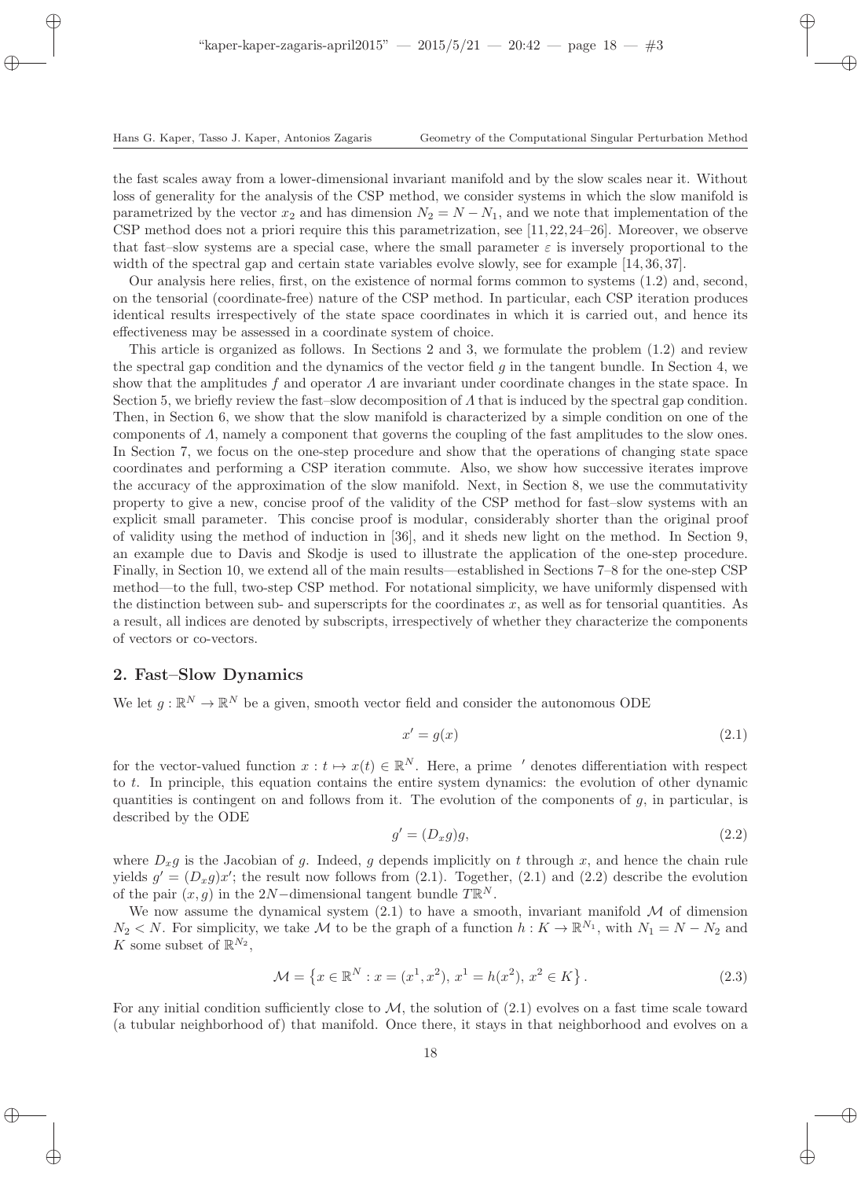the fast scales away from a lower-dimensional invariant manifold and by the slow scales near it. Without loss of generality for the analysis of the CSP method, we consider systems in which the slow manifold is parametrized by the vector $x_2$ and has dimension $N_2 = N - N_1$, and we note that implementation of the CSP method does not a priori require this this parametrization, see [11, 22, 24–26]. Moreover, we observe that fast–slow systems are a special case, where the small parameter $\varepsilon$ is inversely proportional to the width of the spectral gap and certain state variables evolve slowly, see for example [14, 36, 37].

Our analysis here relies, first, on the existence of normal forms common to systems (1.2) and, second, on the tensorial (coordinate-free) nature of the CSP method. In particular, each CSP iteration produces identical results irrespective of the state space coordinates in which it is carried out, and hence its effectiveness may be assessed in a coordinate system of choice.

This article is organized as follows. In Sections 2 and 3, we formulate the problem (1.2) and review the spectral gap condition and the dynamics of the vector field $g$ in the tangent bundle. In Section 4, we show that the amplitudes $f$ and operator $\Lambda$ are invariant under coordinate changes in the state space. In Section 5, we briefly review the fast–slow decomposition of $\Lambda$ that is induced by the spectral gap condition. Then, in Section 6, we show that the slow manifold is characterized by a simple condition on one of the components of $\Lambda$, namely a component that governs the coupling of the fast amplitudes to the slow ones. In Section 7, we focus on the one-step procedure and show that the operations of changing state space coordinates and performing a CSP iteration commute. Also, we show how successive iterates improve the accuracy of the approximation of the slow manifold. Next, in Section 8, we use the commutativity property to give a new, concise proof of the validity of the CSP method for fast–slow systems with an explicit small parameter. This concise proof is modular, considerably shorter than the original proof of validity using the method of induction in [36], and it sheds new light on the method. In Section 9, an example due to Davis and Skodje is used to illustrate the application of the one-step procedure. Finally, in Section 10, we extend all of the main results—established in Sections 7–8 for the one-step CSP method—to the full, two-step CSP method. For notational simplicity, we have uniformly dispensed with the distinction between sub- and superscripts for the coordinates $x$, as well as for tensorial quantities. As a result, all indices are denoted by subscripts, irrespectively of whether they characterize the components of vectors or co-vectors.

## 2. Fast–Slow Dynamics

We let $g : \mathbb{R}^N \to \mathbb{R}^N$ be a given, smooth vector field and consider the autonomous ODE

$$x' = g(x) \tag{2.1}$$

for the vector-valued function $x : t \mapsto x(t) \in \mathbb{R}^N$. Here, a prime $'$ denotes differentiation with respect to $t$. In principle, this equation contains the entire system dynamics: the evolution of other dynamic quantities is contingent on and follows from it. The evolution of the components of $g$, in particular, is described by the ODE

$$g' = (D_x g)g, \tag{2.2}$$

where $D_x g$ is the Jacobian of $g$. Indeed, $g$ depends implicitly on $t$ through $x$, and hence the chain rule yields $g' = (D_x g)x'$; the result now follows from (2.1). Together, (2.1) and (2.2) describe the evolution of the pair $(x, g)$ in the $2N$−dimensional tangent bundle $T\mathbb{R}^N$.

We now assume the dynamical system (2.1) to have a smooth, invariant manifold $\mathcal{M}$ of dimension $N_2 < N$. For simplicity, we take $\mathcal{M}$ to be the graph of a function $h : K \to \mathbb{R}^{N_1}$, with $N_1 = N - N_2$ and $K$ some subset of $\mathbb{R}^{N_2}$,

$$\mathcal{M} = \left\{ x \in \mathbb{R}^N : x = (x^1, x^2),\ x^1 = h(x^2),\ x^2 \in K \right\}. \tag{2.3}$$

For any initial condition sufficiently close to $\mathcal{M}$, the solution of (2.1) evolves on a fast time scale toward (a tubular neighborhood of) that manifold. Once there, it stays in that neighborhood and evolves on a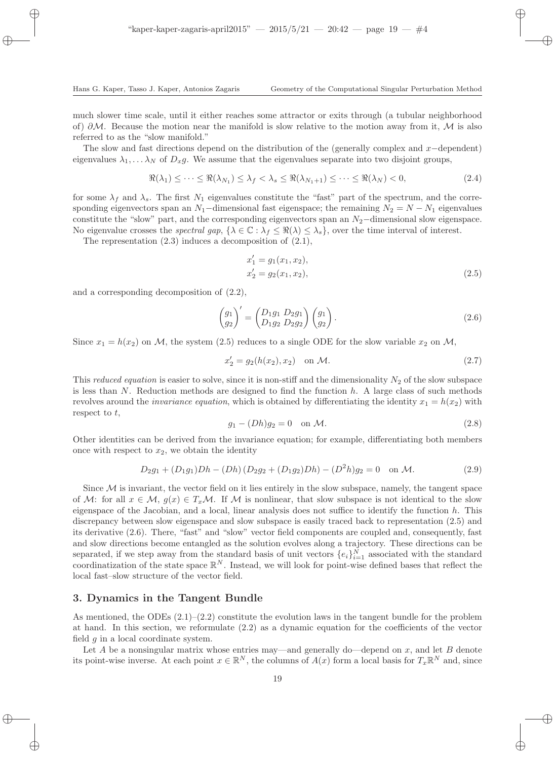much slower time scale, until it either reaches some attractor or exits through (a tubular neighborhood of) $\partial\mathcal{M}$. Because the motion near the manifold is slow relative to the motion away from it, $\mathcal{M}$ is also referred to as the "slow manifold."

The slow and fast directions depend on the distribution of the (generally complex and $x-$dependent) eigenvalues $\lambda_1, \ldots \lambda_N$ of $D_x g$. We assume that the eigenvalues separate into two disjoint groups,

$$\Re(\lambda_1) \leq \cdots \leq \Re(\lambda_{N_1}) \leq \lambda_f < \lambda_s \leq \Re(\lambda_{N_1+1}) \leq \cdots \leq \Re(\lambda_N) < 0, \tag{2.4}$$

for some $\lambda_f$ and $\lambda_s$. The first $N_1$ eigenvalues constitute the "fast" part of the spectrum, and the corresponding eigenvectors span an $N_1-$dimensional fast eigenspace; the remaining $N_2 = N - N_1$ eigenvalues constitute the "slow" part, and the corresponding eigenvectors span an $N_2-$dimensional slow eigenspace. No eigenvalue crosses the *spectral gap*, $\{\lambda \in \mathbb{C} : \lambda_f \leq \Re(\lambda) \leq \lambda_s\}$, over the time interval of interest.

The representation (2.3) induces a decomposition of (2.1),

$$\begin{aligned} x_1' &= g_1(x_1, x_2), \\ x_2' &= g_2(x_1, x_2), \end{aligned} \tag{2.5}$$

and a corresponding decomposition of (2.2),

$$\begin{pmatrix} g_1 \\ g_2 \end{pmatrix}' = \begin{pmatrix} D_1 g_1 & D_2 g_1 \\ D_1 g_2 & D_2 g_2 \end{pmatrix} \begin{pmatrix} g_1 \\ g_2 \end{pmatrix}. \tag{2.6}$$

Since $x_1 = h(x_2)$ on $\mathcal{M}$, the system (2.5) reduces to a single ODE for the slow variable $x_2$ on $\mathcal{M}$,

$$x_2' = g_2(h(x_2), x_2) \quad \text{on } \mathcal{M}. \tag{2.7}$$

This *reduced equation* is easier to solve, since it is non-stiff and the dimensionality $N_2$ of the slow subspace is less than $N$. Reduction methods are designed to find the function $h$. A large class of such methods revolves around the *invariance equation*, which is obtained by differentiating the identity $x_1 = h(x_2)$ with respect to $t$,

$$g_1 - (Dh)g_2 = 0 \quad \text{on } \mathcal{M}. \tag{2.8}$$

Other identities can be derived from the invariance equation; for example, differentiating both members once with respect to $x_2$, we obtain the identity

$$D_2 g_1 + (D_1 g_1)Dh - (Dh)\,(D_2 g_2 + (D_1 g_2)Dh) - (D^2 h)g_2 = 0 \quad \text{on } \mathcal{M}. \tag{2.9}$$

Since $\mathcal{M}$ is invariant, the vector field on it lies entirely in the slow subspace, namely, the tangent space of $\mathcal{M}$: for all $x \in \mathcal{M}$, $g(x) \in T_x\mathcal{M}$. If $\mathcal{M}$ is nonlinear, that slow subspace is not identical to the slow eigenspace of the Jacobian, and a local, linear analysis does not suffice to identify the function $h$. This discrepancy between slow eigenspace and slow subspace is easily traced back to representation (2.5) and its derivative (2.6). There, "fast" and "slow" vector field components are coupled and, consequently, fast and slow directions become entangled as the solution evolves along a trajectory. These directions can be separated, if we step away from the standard basis of unit vectors $\{e_i\}_{i=1}^N$ associated with the standard coordinatization of the state space $\mathbb{R}^N$. Instead, we will look for point-wise defined bases that reflect the local fast–slow structure of the vector field.

## 3. Dynamics in the Tangent Bundle

As mentioned, the ODEs (2.1)–(2.2) constitute the evolution laws in the tangent bundle for the problem at hand. In this section, we reformulate (2.2) as a dynamic equation for the coefficients of the vector field $g$ in a local coordinate system.

Let $A$ be a nonsingular matrix whose entries may—and generally do—depend on $x$, and let $B$ denote its point-wise inverse. At each point $x \in \mathbb{R}^N$, the columns of $A(x)$ form a local basis for $T_x\mathbb{R}^N$ and, since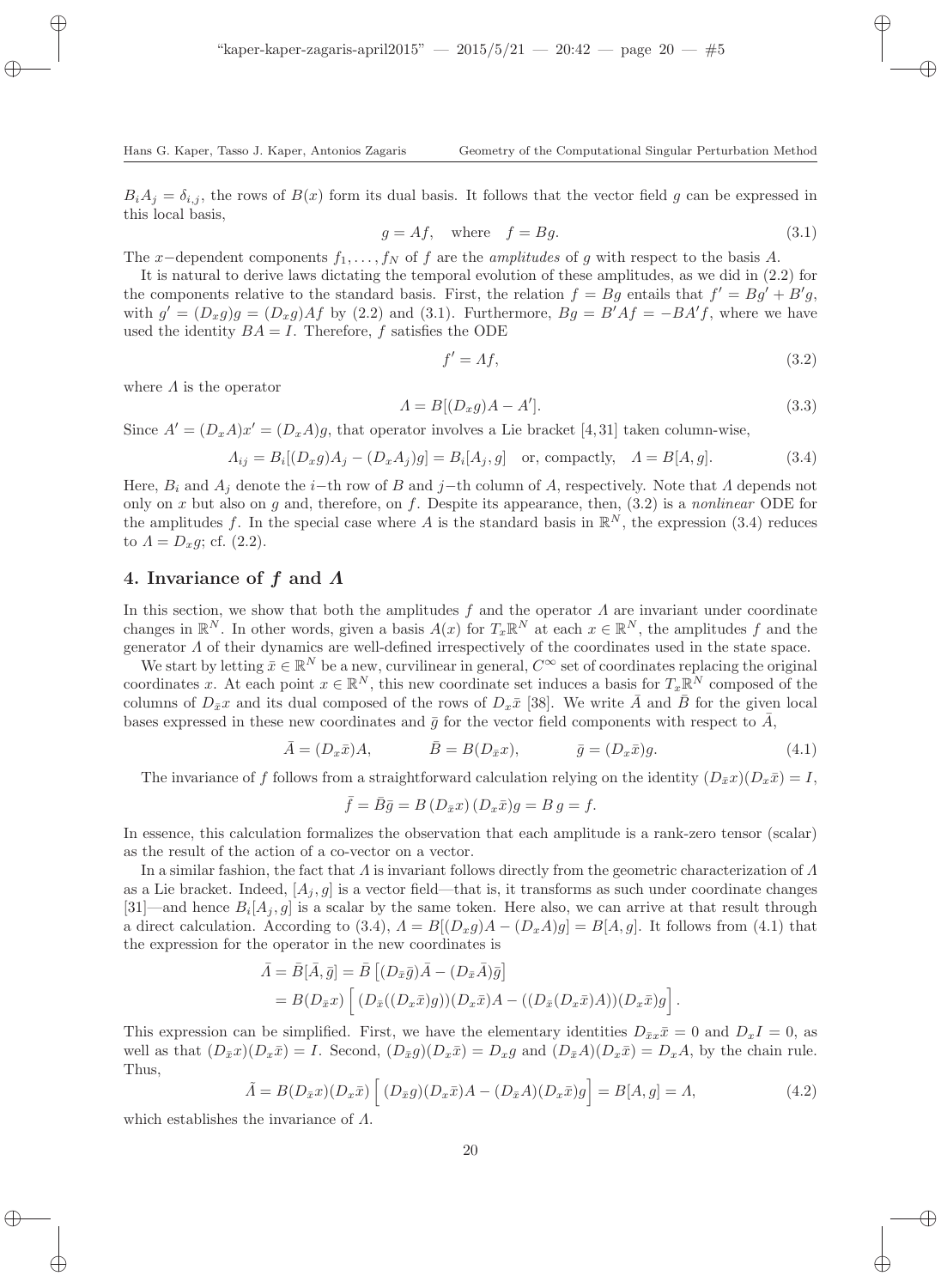$B_i A_j = \delta_{i,j}$, the rows of $B(x)$ form its dual basis. It follows that the vector field $g$ can be expressed in this local basis,

$$g = Af, \quad \text{where} \quad f = Bg. \tag{3.1}$$

The $x-$dependent components $f_1, \ldots, f_N$ of $f$ are the *amplitudes* of $g$ with respect to the basis $A$.

It is natural to derive laws dictating the temporal evolution of these amplitudes, as we did in (2.2) for the components relative to the standard basis. First, the relation $f = Bg$ entails that $f' = Bg' + B'g$, with $g' = (D_x g)g = (D_x g)Af$ by (2.2) and (3.1). Furthermore, $Bg = B'Af = -BA'f$, where we have used the identity $BA = I$. Therefore, $f$ satisfies the ODE

$$f' = \Lambda f, \tag{3.2}$$

where $\Lambda$ is the operator

$$\Lambda = B[(D_x g)A - A']. \tag{3.3}$$

Since $A' = (D_x A)x' = (D_x A)g$, that operator involves a Lie bracket [4,31] taken column-wise,

$$\Lambda_{ij} = B_i[(D_x g)A_j - (D_x A_j)g] = B_i[A_j, g] \quad \text{or, compactly,} \quad \Lambda = B[A, g]. \tag{3.4}$$

Here, $B_i$ and $A_j$ denote the $i-$th row of $B$ and $j-$th column of $A$, respectively. Note that $\Lambda$ depends not only on $x$ but also on $g$ and, therefore, on $f$. Despite its appearance, then, (3.2) is a *nonlinear* ODE for the amplitudes $f$. In the special case where $A$ is the standard basis in $\mathbb{R}^N$, the expression (3.4) reduces to $\Lambda = D_x g$; cf. (2.2).

## 4. Invariance of $f$ and $\Lambda$

In this section, we show that both the amplitudes $f$ and the operator $\Lambda$ are invariant under coordinate changes in $\mathbb{R}^N$. In other words, given a basis $A(x)$ for $T_x\mathbb{R}^N$ at each $x \in \mathbb{R}^N$, the amplitudes $f$ and the generator $\Lambda$ of their dynamics are well-defined irrespectively of the coordinates used in the state space.

We start by letting $\bar{x} \in \mathbb{R}^N$ be a new, curvilinear in general, $C^\infty$ set of coordinates replacing the original coordinates $x$. At each point $x \in \mathbb{R}^N$, this new coordinate set induces a basis for $T_x\mathbb{R}^N$ composed of the columns of $D_{\bar{x}} x$ and its dual composed of the rows of $D_x \bar{x}$ [38]. We write $\bar{A}$ and $\bar{B}$ for the given local bases expressed in these new coordinates and $\bar{g}$ for the vector field components with respect to $\bar{A}$,

$$\bar{A} = (D_x \bar{x})A, \qquad \bar{B} = B(D_{\bar{x}} x), \qquad \bar{g} = (D_x \bar{x})g. \tag{4.1}$$

The invariance of $f$ follows from a straightforward calculation relying on the identity $(D_{\bar{x}} x)(D_x \bar{x}) = I$,

$$\bar{f} = \bar{B}\bar{g} = B\,(D_{\bar{x}} x)\,(D_x \bar{x})g = B\,g = f.$$

In essence, this calculation formalizes the observation that each amplitude is a rank-zero tensor (scalar) as the result of the action of a co-vector on a vector.

In a similar fashion, the fact that $\Lambda$ is invariant follows directly from the geometric characterization of $\Lambda$ as a Lie bracket. Indeed, $[A_j, g]$ is a vector field—that is, it transforms as such under coordinate changes [31]—and hence $B_i[A_j, g]$ is a scalar by the same token. Here also, we can arrive at that result through a direct calculation. According to (3.4), $\Lambda = B[(D_x g)A - (D_x A)g] = B[A, g]$. It follows from (4.1) that the expression for the operator in the new coordinates is

$$\begin{aligned}
\bar{\Lambda} &= \bar{B}[\bar{A}, \bar{g}] = \bar{B}\left[(D_{\bar{x}}\bar{g})\bar{A} - (D_{\bar{x}}\bar{A})\bar{g}\right] \\
&= B(D_{\bar{x}} x)\Big[\,(D_{\bar{x}}((D_x \bar{x})g))(D_x \bar{x})A - ((D_{\bar{x}}(D_x \bar{x})A))(D_x \bar{x})g\Big].
\end{aligned}$$

This expression can be simplified. First, we have the elementary identities $D_{\bar{x}x}\bar{x} = 0$ and $D_x I = 0$, as well as that $(D_{\bar{x}} x)(D_x \bar{x}) = I$. Second, $(D_{\bar{x}} g)(D_x \bar{x}) = D_x g$ and $(D_{\bar{x}} A)(D_x \bar{x}) = D_x A$, by the chain rule. Thus,

$$\tilde{\Lambda} = B(D_{\bar{x}} x)(D_x \bar{x})\Big[\,(D_{\bar{x}} g)(D_x \bar{x})A - (D_{\bar{x}} A)(D_x \bar{x})g\Big] = B[A, g] = \Lambda, \tag{4.2}$$

which establishes the invariance of $\Lambda$.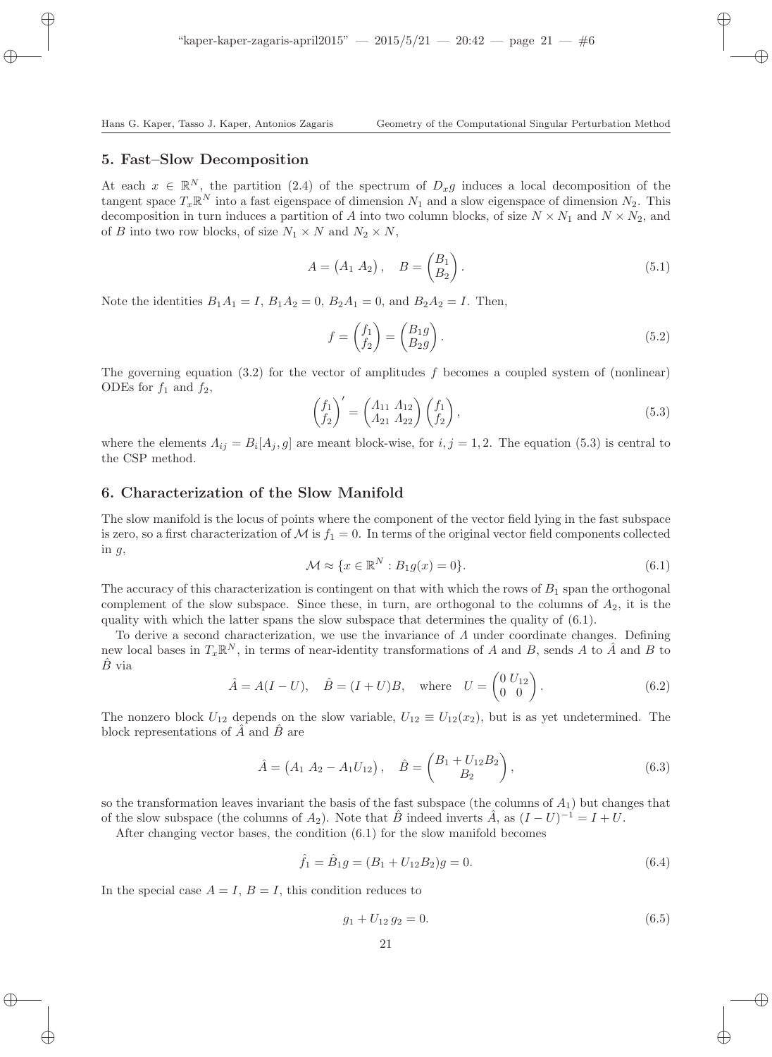## 5. Fast–Slow Decomposition

At each $x \in \mathbb{R}^N$, the partition (2.4) of the spectrum of $D_x g$ induces a local decomposition of the tangent space $T_x\mathbb{R}^N$ into a fast eigenspace of dimension $N_1$ and a slow eigenspace of dimension $N_2$. This decomposition in turn induces a partition of $A$ into two column blocks, of size $N \times N_1$ and $N \times N_2$, and of $B$ into two row blocks, of size $N_1 \times N$ and $N_2 \times N$,

$$A = \begin{pmatrix} A_1 & A_2 \end{pmatrix}, \quad B = \begin{pmatrix} B_1 \\ B_2 \end{pmatrix}. \tag{5.1}$$

Note the identities $B_1 A_1 = I$, $B_1 A_2 = 0$, $B_2 A_1 = 0$, and $B_2 A_2 = I$. Then,

$$f = \begin{pmatrix} f_1 \\ f_2 \end{pmatrix} = \begin{pmatrix} B_1 g \\ B_2 g \end{pmatrix}. \tag{5.2}$$

The governing equation (3.2) for the vector of amplitudes $f$ becomes a coupled system of (nonlinear) ODEs for $f_1$ and $f_2$,

$$\begin{pmatrix} f_1 \\ f_2 \end{pmatrix}' = \begin{pmatrix} \Lambda_{11} & \Lambda_{12} \\ \Lambda_{21} & \Lambda_{22} \end{pmatrix} \begin{pmatrix} f_1 \\ f_2 \end{pmatrix}, \tag{5.3}$$

where the elements $\Lambda_{ij} = B_i[A_j, g]$ are meant block-wise, for $i, j = 1, 2$. The equation (5.3) is central to the CSP method.

## 6. Characterization of the Slow Manifold

The slow manifold is the locus of points where the component of the vector field lying in the fast subspace is zero, so a first characterization of $\mathcal{M}$ is $f_1 = 0$. In terms of the original vector field components collected in $g$,

$$\mathcal{M} \approx \{x \in \mathbb{R}^N : B_1 g(x) = 0\}. \tag{6.1}$$

The accuracy of this characterization is contingent on that with which the rows of $B_1$ span the orthogonal complement of the slow subspace. Since these, in turn, are orthogonal to the columns of $A_2$, it is the quality with which the latter spans the slow subspace that determines the quality of (6.1).

To derive a second characterization, we use the invariance of $\Lambda$ under coordinate changes. Defining new local bases in $T_x\mathbb{R}^N$, in terms of near-identity transformations of $A$ and $B$, sends $A$ to $\hat{A}$ and $B$ to $\hat{B}$ via

$$\hat{A} = A(I - U), \quad \hat{B} = (I + U)B, \quad \text{where} \quad U = \begin{pmatrix} 0 & U_{12} \\ 0 & 0 \end{pmatrix}. \tag{6.2}$$

The nonzero block $U_{12}$ depends on the slow variable, $U_{12} \equiv U_{12}(x_2)$, but is as yet undetermined. The block representations of $\hat{A}$ and $\hat{B}$ are

$$\hat{A} = \begin{pmatrix} A_1 & A_2 - A_1 U_{12} \end{pmatrix}, \quad \hat{B} = \begin{pmatrix} B_1 + U_{12} B_2 \\ B_2 \end{pmatrix}, \tag{6.3}$$

so the transformation leaves invariant the basis of the fast subspace (the columns of $A_1$) but changes that of the slow subspace (the columns of $A_2$). Note that $\hat{B}$ indeed inverts $\hat{A}$, as $(I - U)^{-1} = I + U$.

After changing vector bases, the condition (6.1) for the slow manifold becomes

$$\hat{f}_1 = \hat{B}_1 g = (B_1 + U_{12} B_2) g = 0. \tag{6.4}$$

In the special case $A = I$, $B = I$, this condition reduces to

$$g_1 + U_{12}\, g_2 = 0. \tag{6.5}$$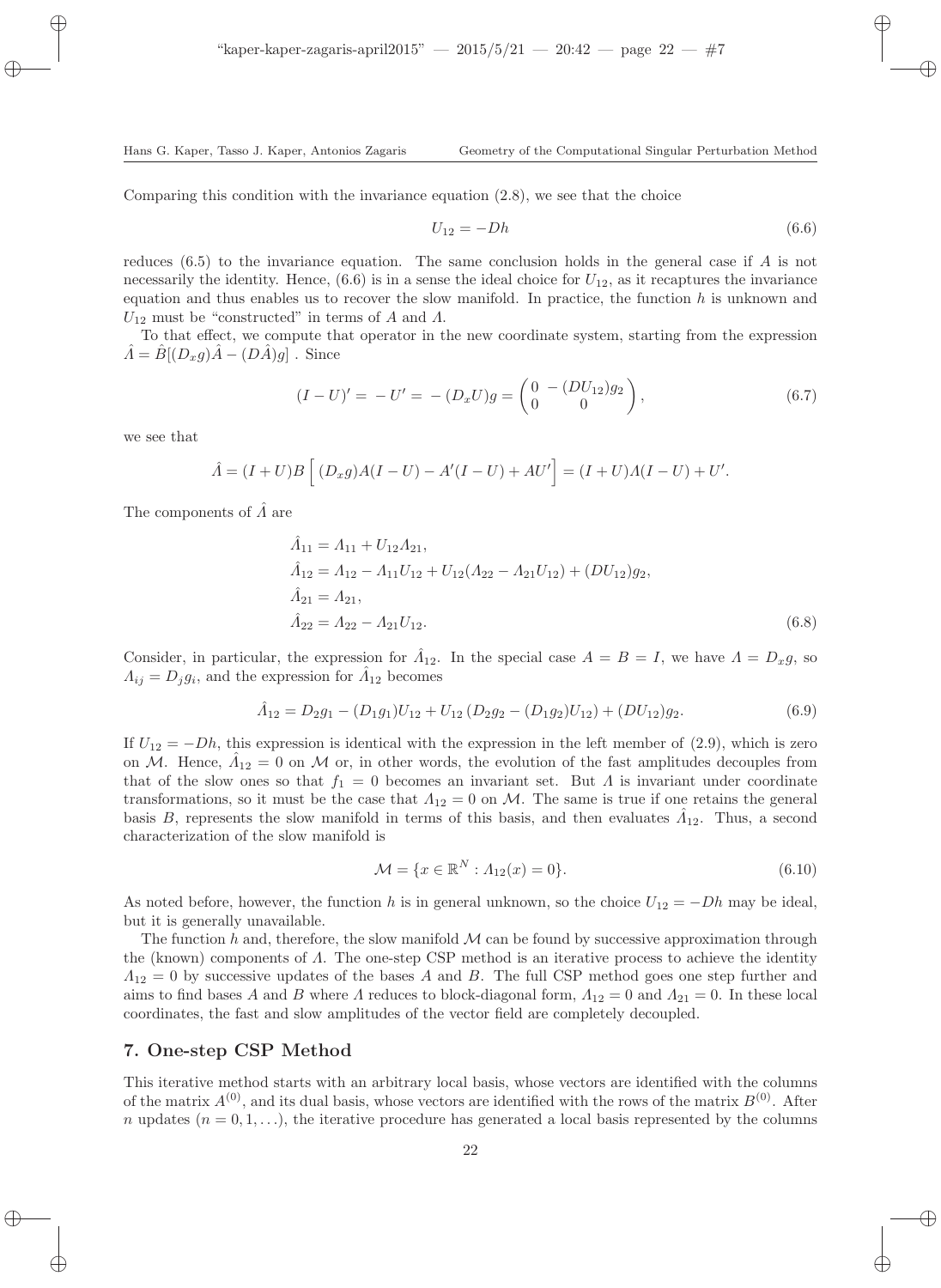Comparing this condition with the invariance equation (2.8), we see that the choice

$$U_{12} = -Dh \tag{6.6}$$

reduces (6.5) to the invariance equation. The same conclusion holds in the general case if $A$ is not necessarily the identity. Hence, (6.6) is in a sense the ideal choice for $U_{12}$, as it recaptures the invariance equation and thus enables us to recover the slow manifold. In practice, the function $h$ is unknown and $U_{12}$ must be "constructed" in terms of $A$ and $\Lambda$.

To that effect, we compute that operator in the new coordinate system, starting from the expression $\hat{\Lambda} = \hat{B}[(D_x g)\hat{A} - (D\hat{A})g]$ . Since

$$(I - U)' = -U' = -(D_x U)g = \begin{pmatrix} 0 & -(DU_{12})g_2 \\ 0 & 0 \end{pmatrix}, \tag{6.7}$$

we see that

$$\hat{\Lambda} = (I+U)B\left[\,(D_x g)A(I-U) - A'(I-U) + AU'\right] = (I+U)\Lambda(I-U) + U'.$$

The components of $\hat{\Lambda}$ are

$$\begin{aligned}
\hat{\Lambda}_{11} &= \Lambda_{11} + U_{12}\Lambda_{21}, \\
\hat{\Lambda}_{12} &= \Lambda_{12} - \Lambda_{11}U_{12} + U_{12}(\Lambda_{22} - \Lambda_{21}U_{12}) + (DU_{12})g_2, \\
\hat{\Lambda}_{21} &= \Lambda_{21}, \\
\hat{\Lambda}_{22} &= \Lambda_{22} - \Lambda_{21}U_{12}.
\end{aligned} \tag{6.8}$$

Consider, in particular, the expression for $\hat{\Lambda}_{12}$. In the special case $A = B = I$, we have $\Lambda = D_x g$, so $\Lambda_{ij} = D_j g_i$, and the expression for $\hat{\Lambda}_{12}$ becomes

$$\hat{\Lambda}_{12} = D_2 g_1 - (D_1 g_1)U_{12} + U_{12}\left(D_2 g_2 - (D_1 g_2)U_{12}\right) + (DU_{12})g_2. \tag{6.9}$$

If $U_{12} = -Dh$, this expression is identical with the expression in the left member of (2.9), which is zero on $\mathcal{M}$. Hence, $\hat{\Lambda}_{12} = 0$ on $\mathcal{M}$ or, in other words, the evolution of the fast amplitudes decouples from that of the slow ones so that $f_1 = 0$ becomes an invariant set. But $\Lambda$ is invariant under coordinate transformations, so it must be the case that $\Lambda_{12} = 0$ on $\mathcal{M}$. The same is true if one retains the general basis $B$, represents the slow manifold in terms of this basis, and then evaluates $\hat{\Lambda}_{12}$. Thus, a second characterization of the slow manifold is

$$\mathcal{M} = \{x \in \mathbb{R}^N : \Lambda_{12}(x) = 0\}. \tag{6.10}$$

As noted before, however, the function $h$ is in general unknown, so the choice $U_{12} = -Dh$ may be ideal, but it is generally unavailable.

The function $h$ and, therefore, the slow manifold $\mathcal{M}$ can be found by successive approximation through the (known) components of $\Lambda$. The one-step CSP method is an iterative process to achieve the identity $\Lambda_{12} = 0$ by successive updates of the bases $A$ and $B$. The full CSP method goes one step further and aims to find bases $A$ and $B$ where $\Lambda$ reduces to block-diagonal form, $\Lambda_{12} = 0$ and $\Lambda_{21} = 0$. In these local coordinates, the fast and slow amplitudes of the vector field are completely decoupled.

## 7. One-step CSP Method

This iterative method starts with an arbitrary local basis, whose vectors are identified with the columns of the matrix $A^{(0)}$, and its dual basis, whose vectors are identified with the rows of the matrix $B^{(0)}$. After $n$ updates ($n = 0, 1, \ldots$), the iterative procedure has generated a local basis represented by the columns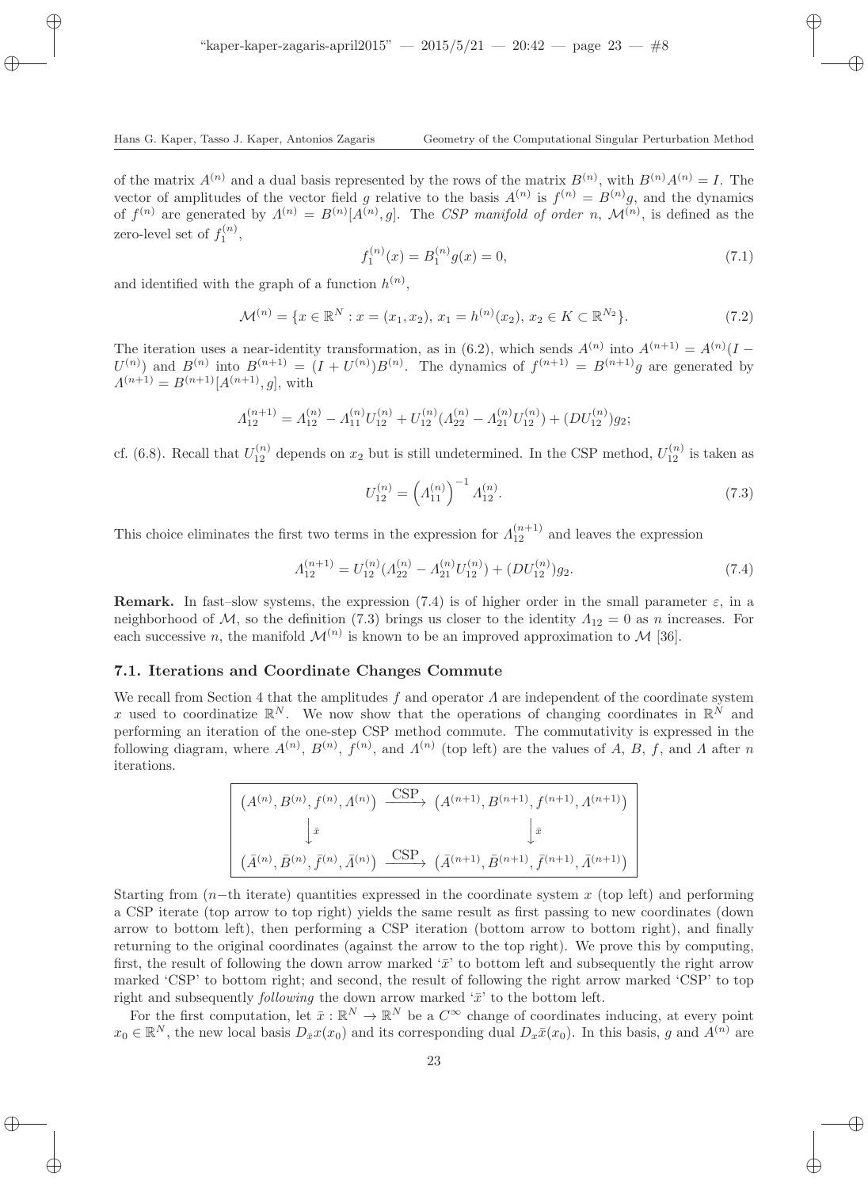of the matrix $A^{(n)}$ and a dual basis represented by the rows of the matrix $B^{(n)}$, with $B^{(n)}A^{(n)} = I$. The vector of amplitudes of the vector field $g$ relative to the basis $A^{(n)}$ is $f^{(n)} = B^{(n)}g$, and the dynamics of $f^{(n)}$ are generated by $\Lambda^{(n)} = B^{(n)}[A^{(n)}, g]$. The *CSP manifold of order n*, $\mathcal{M}^{(n)}$, is defined as the zero-level set of $f_1^{(n)}$,

$$f_1^{(n)}(x) = B_1^{(n)} g(x) = 0, \tag{7.1}$$

and identified with the graph of a function $h^{(n)}$,

$$\mathcal{M}^{(n)} = \{x \in \mathbb{R}^N : x = (x_1, x_2),\ x_1 = h^{(n)}(x_2),\ x_2 \in K \subset \mathbb{R}^{N_2}\}. \tag{7.2}$$

The iteration uses a near-identity transformation, as in (6.2), which sends $A^{(n)}$ into $A^{(n+1)} = A^{(n)}(I - U^{(n)})$ and $B^{(n)}$ into $B^{(n+1)} = (I + U^{(n)})B^{(n)}$. The dynamics of $f^{(n+1)} = B^{(n+1)}g$ are generated by $\Lambda^{(n+1)} = B^{(n+1)}[A^{(n+1)}, g]$, with

$$\Lambda_{12}^{(n+1)} = \Lambda_{12}^{(n)} - \Lambda_{11}^{(n)} U_{12}^{(n)} + U_{12}^{(n)}(\Lambda_{22}^{(n)} - \Lambda_{21}^{(n)} U_{12}^{(n)}) + (DU_{12}^{(n)})g_2;$$

cf. (6.8). Recall that $U_{12}^{(n)}$ depends on $x_2$ but is still undetermined. In the CSP method, $U_{12}^{(n)}$ is taken as

$$U_{12}^{(n)} = \left(\Lambda_{11}^{(n)}\right)^{-1} \Lambda_{12}^{(n)}. \tag{7.3}$$

This choice eliminates the first two terms in the expression for $\Lambda_{12}^{(n+1)}$ and leaves the expression

$$\Lambda_{12}^{(n+1)} = U_{12}^{(n)}(\Lambda_{22}^{(n)} - \Lambda_{21}^{(n)} U_{12}^{(n)}) + (DU_{12}^{(n)})g_2. \tag{7.4}$$

**Remark.** In fast–slow systems, the expression (7.4) is of higher order in the small parameter $\varepsilon$, in a neighborhood of $\mathcal{M}$, so the definition (7.3) brings us closer to the identity $\Lambda_{12} = 0$ as $n$ increases. For each successive $n$, the manifold $\mathcal{M}^{(n)}$ is known to be an improved approximation to $\mathcal{M}$ [36].

### 7.1. Iterations and Coordinate Changes Commute

We recall from Section 4 that the amplitudes $f$ and operator $\Lambda$ are independent of the coordinate system $x$ used to coordinatize $\mathbb{R}^N$. We now show that the operations of changing coordinates in $\mathbb{R}^N$ and performing an iteration of the one-step CSP method commute. The commutativity is expressed in the following diagram, where $A^{(n)}$, $B^{(n)}$, $f^{(n)}$, and $\Lambda^{(n)}$ (top left) are the values of $A$, $B$, $f$, and $\Lambda$ after $n$ iterations.

$$\begin{array}{ccc}
\left(A^{(n)}, B^{(n)}, f^{(n)}, \Lambda^{(n)}\right) & \xrightarrow{\text{CSP}} & \left(A^{(n+1)}, B^{(n+1)}, f^{(n+1)}, \Lambda^{(n+1)}\right) \\
\Big\downarrow \bar{x} & & \Big\downarrow \bar{x} \\
\left(\bar{A}^{(n)}, \bar{B}^{(n)}, \bar{f}^{(n)}, \bar{\Lambda}^{(n)}\right) & \xrightarrow{\text{CSP}} & \left(\bar{A}^{(n+1)}, \bar{B}^{(n+1)}, \bar{f}^{(n+1)}, \bar{\Lambda}^{(n+1)}\right)
\end{array}$$

Starting from ($n-$th iterate) quantities expressed in the coordinate system $x$ (top left) and performing a CSP iterate (top arrow to top right) yields the same result as first passing to new coordinates (down arrow to bottom left), then performing a CSP iteration (bottom arrow to bottom right), and finally returning to the original coordinates (against the arrow to the top right). We prove this by computing, first, the result of following the down arrow marked '$\bar{x}$' to bottom left and subsequently the right arrow marked 'CSP' to bottom right; and second, the result of following the right arrow marked 'CSP' to top right and subsequently *following* the down arrow marked '$\bar{x}$' to the bottom left.

For the first computation, let $\bar{x} : \mathbb{R}^N \to \mathbb{R}^N$ be a $C^\infty$ change of coordinates inducing, at every point $x_0 \in \mathbb{R}^N$, the new local basis $D_{\bar{x}}x(x_0)$ and its corresponding dual $D_x\bar{x}(x_0)$. In this basis, $g$ and $A^{(n)}$ are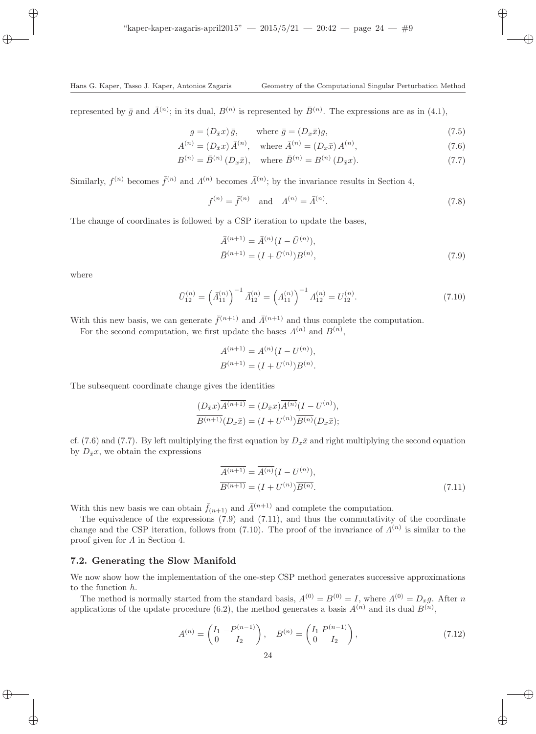represented by $\bar{g}$ and $\bar{A}^{(n)}$; in its dual, $B^{(n)}$ is represented by $\bar{B}^{(n)}$. The expressions are as in (4.1),

$$g = (D_{\bar{x}}x)\,\bar{g}, \qquad \text{where } \bar{g} = (D_x\bar{x})g, \tag{7.5}$$

$$A^{(n)} = (D_{\bar{x}}x)\,\bar{A}^{(n)}, \quad \text{where } \bar{A}^{(n)} = (D_x\bar{x})\,A^{(n)}, \tag{7.6}$$

$$B^{(n)} = \bar{B}^{(n)}\,(D_x\bar{x}), \quad \text{where } \bar{B}^{(n)} = B^{(n)}\,(D_{\bar{x}}x). \tag{7.7}$$

Similarly, $f^{(n)}$ becomes $\bar{f}^{(n)}$ and $\Lambda^{(n)}$ becomes $\bar{\Lambda}^{(n)}$; by the invariance results in Section 4,

$$f^{(n)} = \bar{f}^{(n)} \quad \text{and} \quad \Lambda^{(n)} = \bar{\Lambda}^{(n)}. \tag{7.8}$$

The change of coordinates is followed by a CSP iteration to update the bases,

$$\begin{aligned} \bar{A}^{(n+1)} &= \bar{A}^{(n)}(I - \bar{U}^{(n)}), \\ \bar{B}^{(n+1)} &= (I + \bar{U}^{(n)})B^{(n)}, \end{aligned} \tag{7.9}$$

where

$$\bar{U}_{12}^{(n)} = \left(\bar{\Lambda}_{11}^{(n)}\right)^{-1} \bar{\Lambda}_{12}^{(n)} = \left(\Lambda_{11}^{(n)}\right)^{-1} \Lambda_{12}^{(n)} = U_{12}^{(n)}. \tag{7.10}$$

With this new basis, we can generate $\bar{f}^{(n+1)}$ and $\bar{\Lambda}^{(n+1)}$ and thus complete the computation.

For the second computation, we first update the bases $A^{(n)}$ and $B^{(n)}$,

$$\begin{aligned} A^{(n+1)} &= A^{(n)}(I - U^{(n)}), \\ B^{(n+1)} &= (I + U^{(n)})B^{(n)}. \end{aligned}$$

The subsequent coordinate change gives the identities

$$\begin{aligned} (D_{\bar{x}}x)\overline{A^{(n+1)}} &= (D_{\bar{x}}x)\overline{A^{(n)}}(I - U^{(n)}), \\ \overline{B^{(n+1)}}(D_x\bar{x}) &= (I + U^{(n)})\overline{B^{(n)}}(D_x\bar{x}); \end{aligned}$$

cf. (7.6) and (7.7). By left multiplying the first equation by $D_x\bar{x}$ and right multiplying the second equation by $D_{\bar{x}}x$, we obtain the expressions

$$\begin{aligned} \overline{A^{(n+1)}} &= \overline{A^{(n)}}(I - U^{(n)}), \\ \overline{B^{(n+1)}} &= (I + U^{(n)})\overline{B^{(n)}}. \end{aligned} \tag{7.11}$$

With this new basis we can obtain $\bar{f}_{(n+1)}$ and $\bar{\Lambda}^{(n+1)}$ and complete the computation.

The equivalence of the expressions (7.9) and (7.11), and thus the commutativity of the coordinate change and the CSP iteration, follows from (7.10). The proof of the invariance of $\Lambda^{(n)}$ is similar to the proof given for $\Lambda$ in Section 4.

### 7.2. Generating the Slow Manifold

We now show how the implementation of the one-step CSP method generates successive approximations to the function $h$.

The method is normally started from the standard basis, $A^{(0)} = B^{(0)} = I$, where $\Lambda^{(0)} = D_x g$. After $n$ applications of the update procedure (6.2), the method generates a basis $A^{(n)}$ and its dual $B^{(n)}$,

$$A^{(n)} = \begin{pmatrix} I_1 & -P^{(n-1)} \\ 0 & I_2 \end{pmatrix}, \quad B^{(n)} = \begin{pmatrix} I_1 & P^{(n-1)} \\ 0 & I_2 \end{pmatrix}, \tag{7.12}$$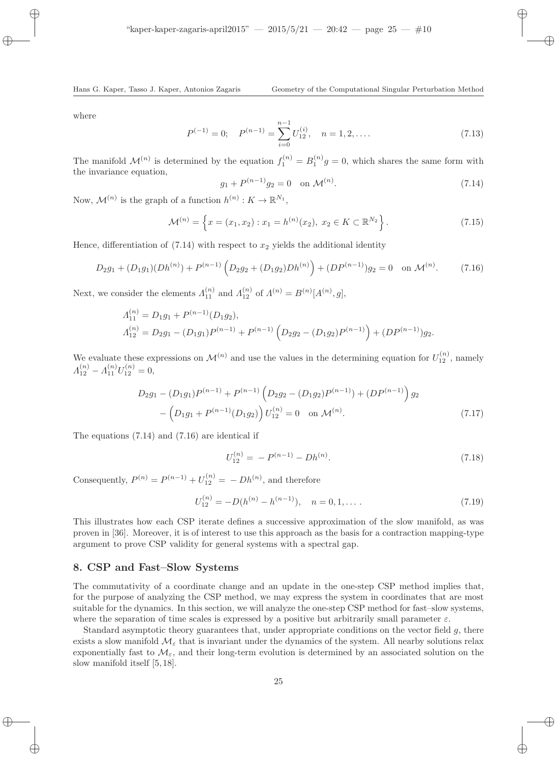where

$$P^{(-1)} = 0; \quad P^{(n-1)} = \sum_{i=0}^{n-1} U_{12}^{(i)}, \quad n = 1, 2, \dots. \tag{7.13}$$

The manifold $\mathcal{M}^{(n)}$ is determined by the equation $f_1^{(n)} = B_1^{(n)} g = 0$, which shares the same form with the invariance equation,

$$g_1 + P^{(n-1)} g_2 = 0 \quad \text{on } \mathcal{M}^{(n)}. \tag{7.14}$$

Now, $\mathcal{M}^{(n)}$ is the graph of a function $h^{(n)} : K \to \mathbb{R}^{N_1}$,

$$\mathcal{M}^{(n)} = \left\{ x = (x_1, x_2) : x_1 = h^{(n)}(x_2),\ x_2 \in K \subset \mathbb{R}^{N_2} \right\}. \tag{7.15}$$

Hence, differentiation of (7.14) with respect to $x_2$ yields the additional identity

$$D_2 g_1 + (D_1 g_1)(Dh^{(n)}) + P^{(n-1)} \left( D_2 g_2 + (D_1 g_2) Dh^{(n)} \right) + (DP^{(n-1)}) g_2 = 0 \quad \text{on } \mathcal{M}^{(n)}. \tag{7.16}$$

Next, we consider the elements $\Lambda_{11}^{(n)}$ and $\Lambda_{12}^{(n)}$ of $\Lambda^{(n)} = B^{(n)}[A^{(n)}, g]$,

$$\begin{aligned}
\Lambda_{11}^{(n)} &= D_1 g_1 + P^{(n-1)}(D_1 g_2), \\
\Lambda_{12}^{(n)} &= D_2 g_1 - (D_1 g_1) P^{(n-1)} + P^{(n-1)} \left( D_2 g_2 - (D_1 g_2) P^{(n-1)} \right) + (DP^{(n-1)}) g_2.
\end{aligned}$$

We evaluate these expressions on $\mathcal{M}^{(n)}$ and use the values in the determining equation for $U_{12}^{(n)}$, namely $\Lambda_{12}^{(n)} - \Lambda_{11}^{(n)} U_{12}^{(n)} = 0$,

$$\begin{aligned}
D_2 g_1 - (D_1 g_1) P^{(n-1)} + P^{(n-1)} \left( D_2 g_2 - (D_1 g_2) P^{(n-1)} \right) + \left( DP^{(n-1)} \right) g_2 \\
- \left( D_1 g_1 + P^{(n-1)} (D_1 g_2) \right) U_{12}^{(n)} = 0 \quad \text{on } \mathcal{M}^{(n)}.
\end{aligned} \tag{7.17}$$

The equations (7.14) and (7.16) are identical if

$$U_{12}^{(n)} = -P^{(n-1)} - Dh^{(n)}. \tag{7.18}$$

Consequently, $P^{(n)} = P^{(n-1)} + U_{12}^{(n)} = -Dh^{(n)}$, and therefore

$$U_{12}^{(n)} = -D(h^{(n)} - h^{(n-1)}), \quad n = 0, 1, \dots. \tag{7.19}$$

This illustrates how each CSP iterate defines a successive approximation of the slow manifold, as was proven in [36]. Moreover, it is of interest to use this approach as the basis for a contraction mapping-type argument to prove CSP validity for general systems with a spectral gap.

## 8. CSP and Fast–Slow Systems

The commutativity of a coordinate change and an update in the one-step CSP method implies that, for the purpose of analyzing the CSP method, we may express the system in coordinates that are most suitable for the dynamics. In this section, we will analyze the one-step CSP method for fast–slow systems, where the separation of time scales is expressed by a positive but arbitrarily small parameter $\varepsilon$.

Standard asymptotic theory guarantees that, under appropriate conditions on the vector field $g$, there exists a slow manifold $\mathcal{M}_\varepsilon$ that is invariant under the dynamics of the system. All nearby solutions relax exponentially fast to $\mathcal{M}_\varepsilon$, and their long-term evolution is determined by an associated solution on the slow manifold itself [5, 18].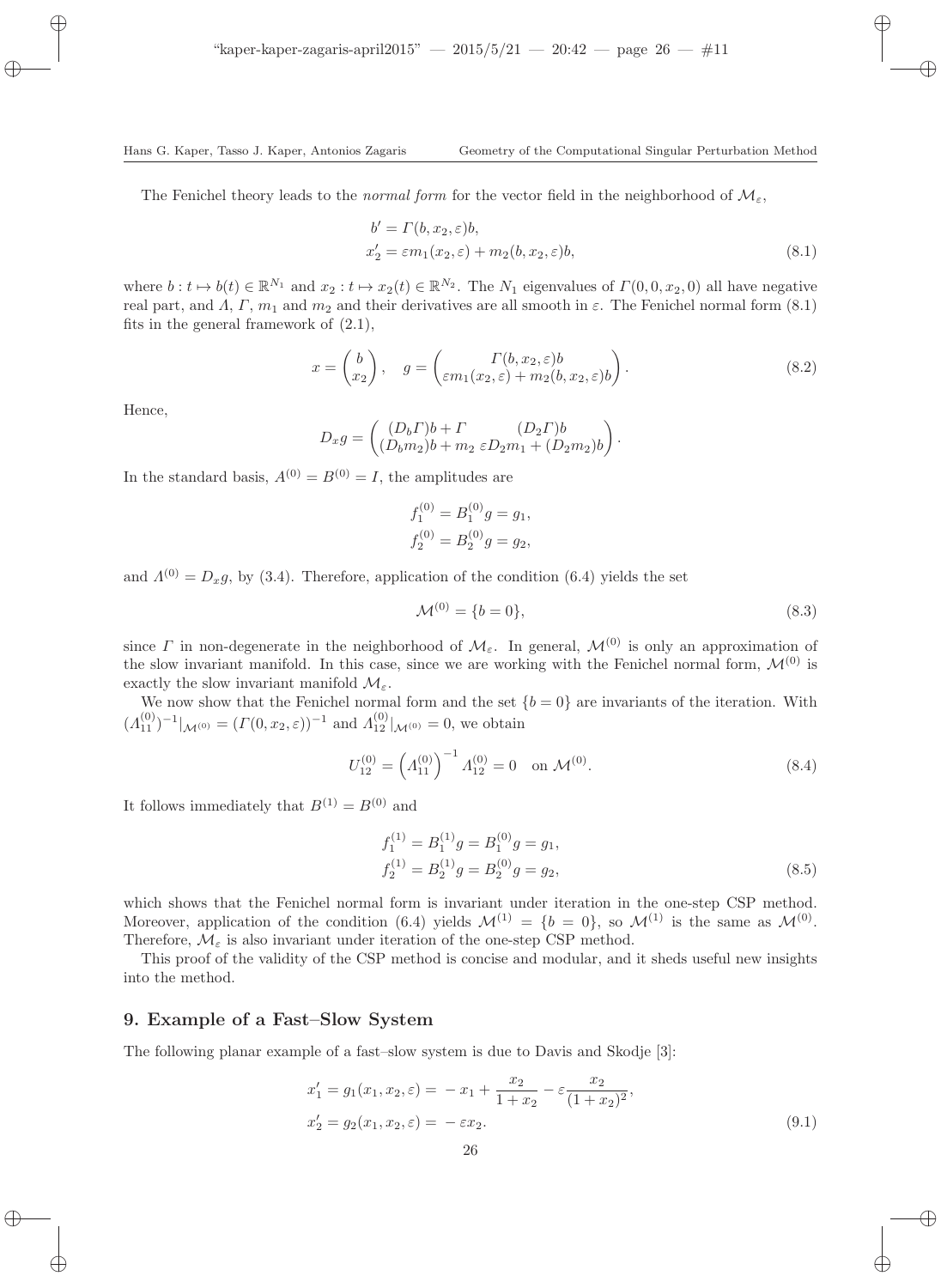The Fenichel theory leads to the *normal form* for the vector field in the neighborhood of $\mathcal{M}_\varepsilon$,

$$
\begin{aligned}
b' &= \Gamma(b, x_2, \varepsilon)b, \\
x_2' &= \varepsilon m_1(x_2, \varepsilon) + m_2(b, x_2, \varepsilon)b,
\end{aligned}
\tag{8.1}
$$

where $b : t \mapsto b(t) \in \mathbb{R}^{N_1}$ and $x_2 : t \mapsto x_2(t) \in \mathbb{R}^{N_2}$. The $N_1$ eigenvalues of $\Gamma(0, 0, x_2, 0)$ all have negative real part, and $\Lambda$, $\Gamma$, $m_1$ and $m_2$ and their derivatives are all smooth in $\varepsilon$. The Fenichel normal form (8.1) fits in the general framework of (2.1),

$$
x = \begin{pmatrix} b \\ x_2 \end{pmatrix}, \quad g = \begin{pmatrix} \Gamma(b, x_2, \varepsilon)b \\ \varepsilon m_1(x_2, \varepsilon) + m_2(b, x_2, \varepsilon)b \end{pmatrix}.
\tag{8.2}
$$

Hence,

$$
D_x g = \begin{pmatrix} (D_b\Gamma)b + \Gamma & (D_2\Gamma)b \\ (D_b m_2)b + m_2 & \varepsilon D_2 m_1 + (D_2 m_2)b \end{pmatrix}.
$$

In the standard basis, $A^{(0)} = B^{(0)} = I$, the amplitudes are

$$
\begin{aligned}
f_1^{(0)} &= B_1^{(0)} g = g_1, \\
f_2^{(0)} &= B_2^{(0)} g = g_2,
\end{aligned}
$$

and $\Lambda^{(0)} = D_x g$, by (3.4). Therefore, application of the condition (6.4) yields the set

$$
\mathcal{M}^{(0)} = \{b = 0\},
\tag{8.3}
$$

since $\Gamma$ in non-degenerate in the neighborhood of $\mathcal{M}_\varepsilon$. In general, $\mathcal{M}^{(0)}$ is only an approximation of the slow invariant manifold. In this case, since we are working with the Fenichel normal form, $\mathcal{M}^{(0)}$ is exactly the slow invariant manifold $\mathcal{M}_\varepsilon$.

We now show that the Fenichel normal form and the set $\{b = 0\}$ are invariants of the iteration. With $(\Lambda_{11}^{(0)})^{-1}|_{\mathcal{M}^{(0)}} = (\Gamma(0, x_2, \varepsilon))^{-1}$ and $\Lambda_{12}^{(0)}|_{\mathcal{M}^{(0)}} = 0$, we obtain

$$
U_{12}^{(0)} = \left(\Lambda_{11}^{(0)}\right)^{-1} \Lambda_{12}^{(0)} = 0 \quad \text{on } \mathcal{M}^{(0)}.
\tag{8.4}
$$

It follows immediately that $B^{(1)} = B^{(0)}$ and

$$
\begin{aligned}
f_1^{(1)} &= B_1^{(1)} g = B_1^{(0)} g = g_1, \\
f_2^{(1)} &= B_2^{(1)} g = B_2^{(0)} g = g_2,
\end{aligned}
\tag{8.5}
$$

which shows that the Fenichel normal form is invariant under iteration in the one-step CSP method. Moreover, application of the condition (6.4) yields $\mathcal{M}^{(1)} = \{b = 0\}$, so $\mathcal{M}^{(1)}$ is the same as $\mathcal{M}^{(0)}$. Therefore, $\mathcal{M}_\varepsilon$ is also invariant under iteration of the one-step CSP method.

This proof of the validity of the CSP method is concise and modular, and it sheds useful new insights into the method.

## 9. Example of a Fast–Slow System

The following planar example of a fast–slow system is due to Davis and Skodje [3]:

$$
\begin{aligned}
x_1' &= g_1(x_1, x_2, \varepsilon) = -x_1 + \frac{x_2}{1 + x_2} - \varepsilon \frac{x_2}{(1 + x_2)^2}, \\
x_2' &= g_2(x_1, x_2, \varepsilon) = -\varepsilon x_2.
\end{aligned}
\tag{9.1}
$$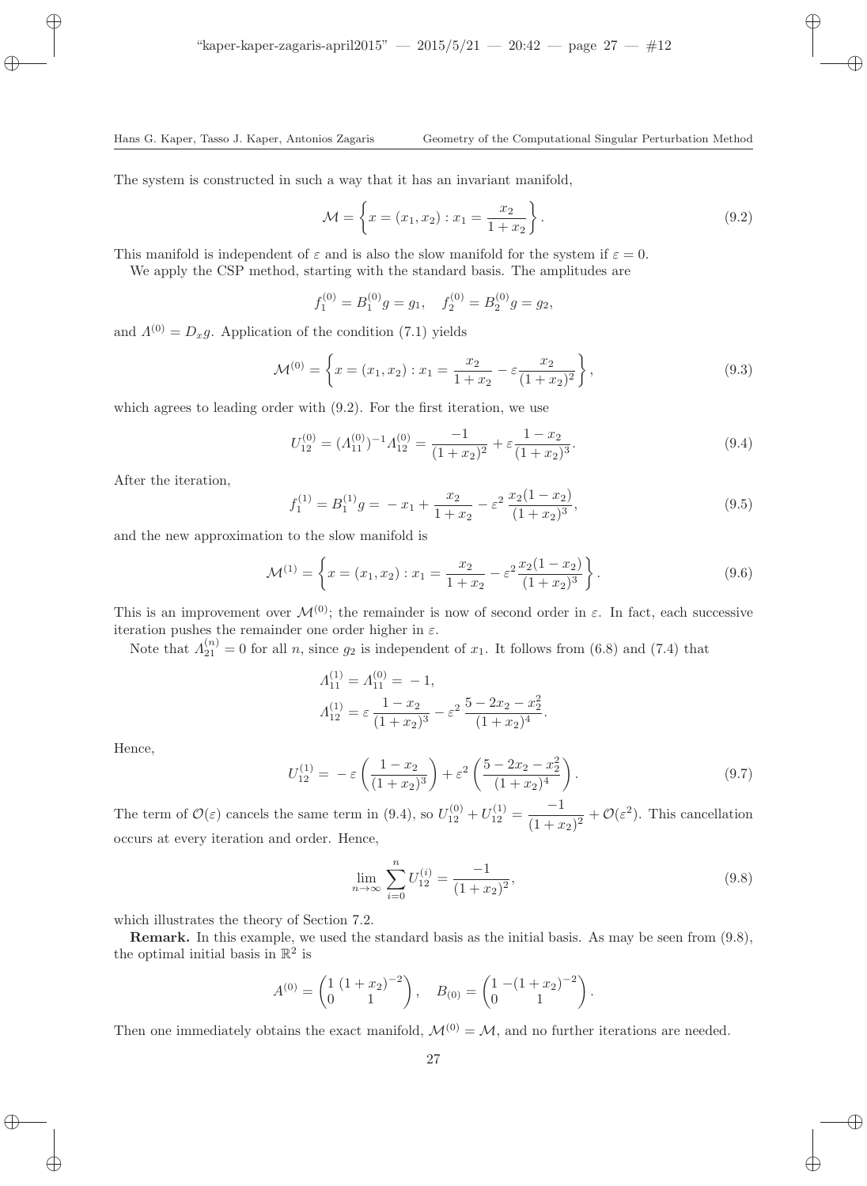The system is constructed in such a way that it has an invariant manifold,

$$\mathcal{M} = \left\{ x = (x_1, x_2) : x_1 = \frac{x_2}{1 + x_2} \right\}. \tag{9.2}$$

This manifold is independent of $\varepsilon$ and is also the slow manifold for the system if $\varepsilon = 0$.

We apply the CSP method, starting with the standard basis. The amplitudes are

$$f_1^{(0)} = B_1^{(0)} g = g_1, \quad f_2^{(0)} = B_2^{(0)} g = g_2,$$

and $\Lambda^{(0)} = D_x g$. Application of the condition (7.1) yields

$$\mathcal{M}^{(0)} = \left\{ x = (x_1, x_2) : x_1 = \frac{x_2}{1 + x_2} - \varepsilon \frac{x_2}{(1 + x_2)^2} \right\}, \tag{9.3}$$

which agrees to leading order with (9.2). For the first iteration, we use

$$U_{12}^{(0)} = (\Lambda_{11}^{(0)})^{-1} \Lambda_{12}^{(0)} = \frac{-1}{(1 + x_2)^2} + \varepsilon \frac{1 - x_2}{(1 + x_2)^3}. \tag{9.4}$$

After the iteration,

$$f_1^{(1)} = B_1^{(1)} g = -x_1 + \frac{x_2}{1 + x_2} - \varepsilon^2 \frac{x_2(1 - x_2)}{(1 + x_2)^3}, \tag{9.5}$$

and the new approximation to the slow manifold is

$$\mathcal{M}^{(1)} = \left\{ x = (x_1, x_2) : x_1 = \frac{x_2}{1 + x_2} - \varepsilon^2 \frac{x_2(1 - x_2)}{(1 + x_2)^3} \right\}. \tag{9.6}$$

This is an improvement over $\mathcal{M}^{(0)}$; the remainder is now of second order in $\varepsilon$. In fact, each successive iteration pushes the remainder one order higher in $\varepsilon$.

Note that $\Lambda_{21}^{(n)} = 0$ for all $n$, since $g_2$ is independent of $x_1$. It follows from (6.8) and (7.4) that

$$\Lambda_{11}^{(1)} = \Lambda_{11}^{(0)} = -1,$$
$$\Lambda_{12}^{(1)} = \varepsilon \frac{1 - x_2}{(1 + x_2)^3} - \varepsilon^2 \frac{5 - 2x_2 - x_2^2}{(1 + x_2)^4}.$$

Hence,

$$U_{12}^{(1)} = -\varepsilon \left( \frac{1 - x_2}{(1 + x_2)^3} \right) + \varepsilon^2 \left( \frac{5 - 2x_2 - x_2^2}{(1 + x_2)^4} \right). \tag{9.7}$$

The term of $\mathcal{O}(\varepsilon)$ cancels the same term in (9.4), so $U_{12}^{(0)} + U_{12}^{(1)} = \dfrac{-1}{(1 + x_2)^2} + \mathcal{O}(\varepsilon^2)$. This cancellation occurs at every iteration and order. Hence,

$$\lim_{n \to \infty} \sum_{i=0}^{n} U_{12}^{(i)} = \frac{-1}{(1 + x_2)^2}, \tag{9.8}$$

which illustrates the theory of Section 7.2.

**Remark.** In this example, we used the standard basis as the initial basis. As may be seen from (9.8), the optimal initial basis in $\mathbb{R}^2$ is

$$A^{(0)} = \begin{pmatrix} 1 & (1 + x_2)^{-2} \\ 0 & 1 \end{pmatrix}, \quad B_{(0)} = \begin{pmatrix} 1 & -(1 + x_2)^{-2} \\ 0 & 1 \end{pmatrix}.$$

Then one immediately obtains the exact manifold, $\mathcal{M}^{(0)} = \mathcal{M}$, and no further iterations are needed.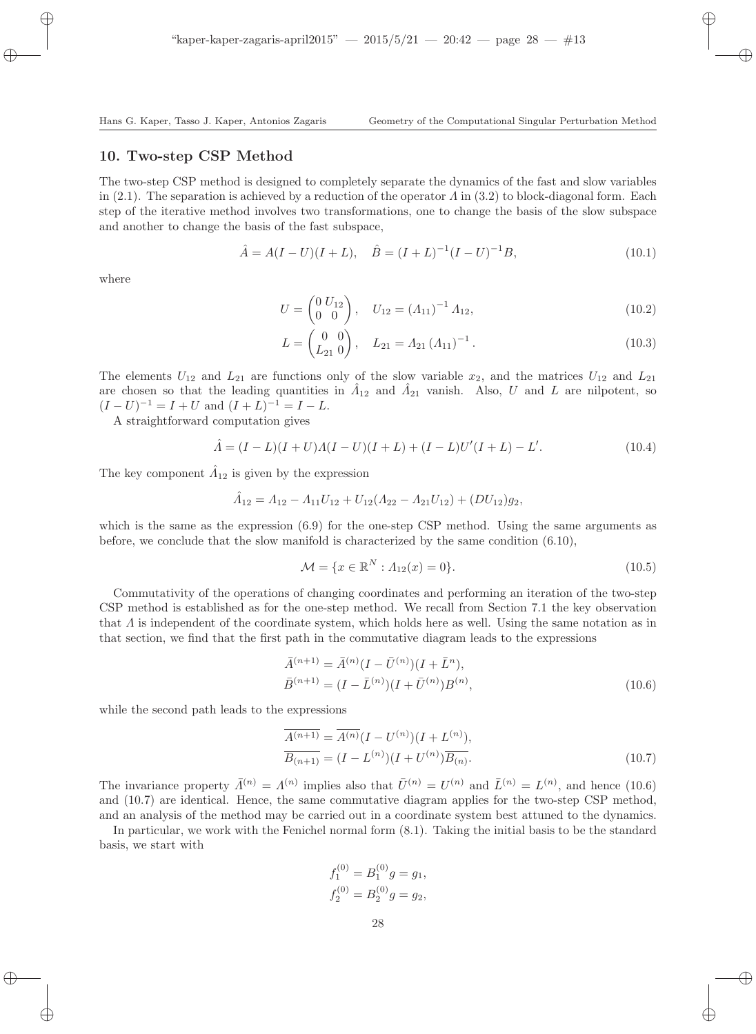## 10. Two-step CSP Method

The two-step CSP method is designed to completely separate the dynamics of the fast and slow variables in (2.1). The separation is achieved by a reduction of the operator $\Lambda$ in (3.2) to block-diagonal form. Each step of the iterative method involves two transformations, one to change the basis of the slow subspace and another to change the basis of the fast subspace,

$$\hat{A} = A(I-U)(I+L), \quad \hat{B} = (I+L)^{-1}(I-U)^{-1}B, \tag{10.1}$$

where

$$U = \begin{pmatrix} 0 & U_{12} \\ 0 & 0 \end{pmatrix}, \quad U_{12} = (\Lambda_{11})^{-1}\Lambda_{12}, \tag{10.2}$$

$$L = \begin{pmatrix} 0 & 0 \\ L_{21} & 0 \end{pmatrix}, \quad L_{21} = \Lambda_{21}(\Lambda_{11})^{-1}. \tag{10.3}$$

The elements $U_{12}$ and $L_{21}$ are functions only of the slow variable $x_2$, and the matrices $U_{12}$ and $L_{21}$ are chosen so that the leading quantities in $\hat{\Lambda}_{12}$ and $\hat{\Lambda}_{21}$ vanish. Also, $U$ and $L$ are nilpotent, so $(I-U)^{-1} = I+U$ and $(I+L)^{-1} = I-L$.

A straightforward computation gives

$$\hat{\Lambda} = (I-L)(I+U)\Lambda(I-U)(I+L) + (I-L)U'(I+L) - L'. \tag{10.4}$$

The key component $\hat{\Lambda}_{12}$ is given by the expression

$$\hat{\Lambda}_{12} = \Lambda_{12} - \Lambda_{11}U_{12} + U_{12}(\Lambda_{22} - \Lambda_{21}U_{12}) + (DU_{12})g_2,$$

which is the same as the expression (6.9) for the one-step CSP method. Using the same arguments as before, we conclude that the slow manifold is characterized by the same condition (6.10),

$$\mathcal{M} = \{x \in \mathbb{R}^N : \Lambda_{12}(x) = 0\}. \tag{10.5}$$

Commutativity of the operations of changing coordinates and performing an iteration of the two-step CSP method is established as for the one-step method. We recall from Section 7.1 the key observation that $\Lambda$ is independent of the coordinate system, which holds here as well. Using the same notation as in that section, we find that the first path in the commutative diagram leads to the expressions

$$\begin{aligned} \bar{A}^{(n+1)} &= \bar{A}^{(n)}(I - \bar{U}^{(n)})(I + \bar{L}^{n}), \\ \bar{B}^{(n+1)} &= (I - \bar{L}^{(n)})(I + \bar{U}^{(n)})B^{(n)}, \end{aligned} \tag{10.6}$$

while the second path leads to the expressions

$$\begin{aligned} \overline{A^{(n+1)}} &= \overline{A^{(n)}}(I - U^{(n)})(I + L^{(n)}), \\ \overline{B_{(n+1)}} &= (I - L^{(n)})(I + U^{(n)})\overline{B_{(n)}}. \end{aligned} \tag{10.7}$$

The invariance property $\bar{\Lambda}^{(n)} = \Lambda^{(n)}$ implies also that $\bar{U}^{(n)} = U^{(n)}$ and $\bar{L}^{(n)} = L^{(n)}$, and hence (10.6) and (10.7) are identical. Hence, the same commutative diagram applies for the two-step CSP method, and an analysis of the method may be carried out in a coordinate system best attuned to the dynamics.

In particular, we work with the Fenichel normal form (8.1). Taking the initial basis to be the standard basis, we start with

$$\begin{aligned} f_1^{(0)} &= B_1^{(0)}g = g_1, \\ f_2^{(0)} &= B_2^{(0)}g = g_2, \end{aligned}$$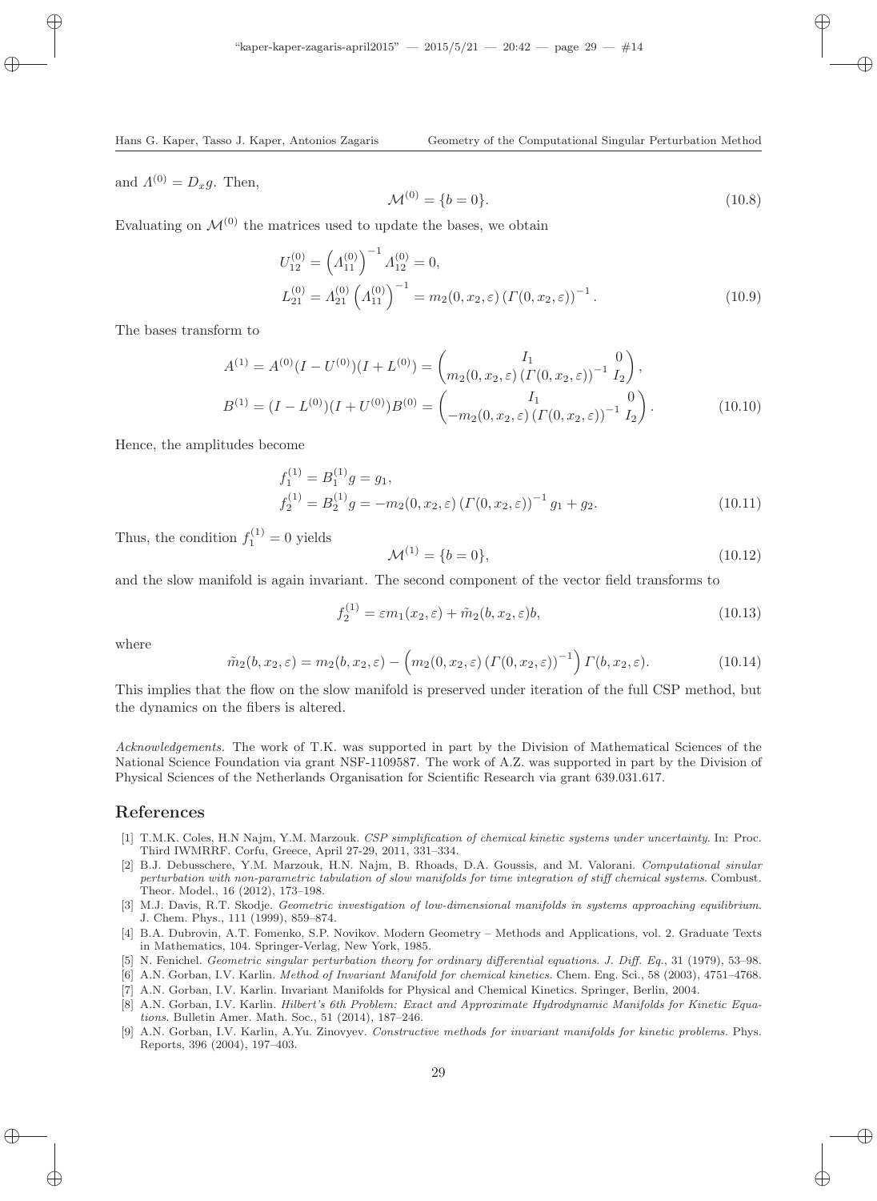and $\Lambda^{(0)} = D_x g$. Then,

$$\mathcal{M}^{(0)} = \{b = 0\}. \tag{10.8}$$

Evaluating on $\mathcal{M}^{(0)}$ the matrices used to update the bases, we obtain

$$U_{12}^{(0)} = \left(\Lambda_{11}^{(0)}\right)^{-1} \Lambda_{12}^{(0)} = 0,$$
$$L_{21}^{(0)} = \Lambda_{21}^{(0)} \left(\Lambda_{11}^{(0)}\right)^{-1} = m_2(0, x_2, \varepsilon) \left(\Gamma(0, x_2, \varepsilon)\right)^{-1}. \tag{10.9}$$

The bases transform to

$$A^{(1)} = A^{(0)}(I - U^{(0)})(I + L^{(0)}) = \begin{pmatrix} I_1 & 0 \\ m_2(0, x_2, \varepsilon) \left(\Gamma(0, x_2, \varepsilon)\right)^{-1} & I_2 \end{pmatrix},$$
$$B^{(1)} = (I - L^{(0)})(I + U^{(0)})B^{(0)} = \begin{pmatrix} I_1 & 0 \\ -m_2(0, x_2, \varepsilon) \left(\Gamma(0, x_2, \varepsilon)\right)^{-1} & I_2 \end{pmatrix}. \tag{10.10}$$

Hence, the amplitudes become

$$f_1^{(1)} = B_1^{(1)} g = g_1,$$
$$f_2^{(1)} = B_2^{(1)} g = -m_2(0, x_2, \varepsilon) \left(\Gamma(0, x_2, \varepsilon)\right)^{-1} g_1 + g_2. \tag{10.11}$$

Thus, the condition $f_1^{(1)} = 0$ yields

$$\mathcal{M}^{(1)} = \{b = 0\}, \tag{10.12}$$

and the slow manifold is again invariant. The second component of the vector field transforms to

$$f_2^{(1)} = \varepsilon m_1(x_2, \varepsilon) + \tilde{m}_2(b, x_2, \varepsilon) b, \tag{10.13}$$

where

$$\tilde{m}_2(b, x_2, \varepsilon) = m_2(b, x_2, \varepsilon) - \left(m_2(0, x_2, \varepsilon) \left(\Gamma(0, x_2, \varepsilon)\right)^{-1}\right) \Gamma(b, x_2, \varepsilon). \tag{10.14}$$

This implies that the flow on the slow manifold is preserved under iteration of the full CSP method, but the dynamics on the fibers is altered.

*Acknowledgements.* The work of T.K. was supported in part by the Division of Mathematical Sciences of the National Science Foundation via grant NSF-1109587. The work of A.Z. was supported in part by the Division of Physical Sciences of the Netherlands Organisation for Scientific Research via grant 639.031.617.

## References

[1] T.M.K. Coles, H.N Najm, Y.M. Marzouk. *CSP simplification of chemical kinetic systems under uncertainty.* In: Proc. Third IWMRRF. Corfu, Greece, April 27-29, 2011, 331–334.

[2] B.J. Debusschere, Y.M. Marzouk, H.N. Najm, B. Rhoads, D.A. Goussis, and M. Valorani. *Computational sinular perturbation with non-parametric tabulation of slow manifolds for time integration of stiff chemical systems.* Combust. Theor. Model., 16 (2012), 173–198.

[3] M.J. Davis, R.T. Skodje. *Geometric investigation of low-dimensional manifolds in systems approaching equilibrium.* J. Chem. Phys., 111 (1999), 859–874.

[4] B.A. Dubrovin, A.T. Fomenko, S.P. Novikov. Modern Geometry – Methods and Applications, vol. 2. Graduate Texts in Mathematics, 104. Springer-Verlag, New York, 1985.

[5] N. Fenichel. *Geometric singular perturbation theory for ordinary differential equations. J. Diff. Eq.*, 31 (1979), 53–98.

[6] A.N. Gorban, I.V. Karlin. *Method of Invariant Manifold for chemical kinetics.* Chem. Eng. Sci., 58 (2003), 4751–4768.

[7] A.N. Gorban, I.V. Karlin. Invariant Manifolds for Physical and Chemical Kinetics. Springer, Berlin, 2004.

[8] A.N. Gorban, I.V. Karlin. *Hilbert's 6th Problem: Exact and Approximate Hydrodynamic Manifolds for Kinetic Equations.* Bulletin Amer. Math. Soc., 51 (2014), 187–246.

[9] A.N. Gorban, I.V. Karlin, A.Yu. Zinovyev. *Constructive methods for invariant manifolds for kinetic problems.* Phys. Reports, 396 (2004), 197–403.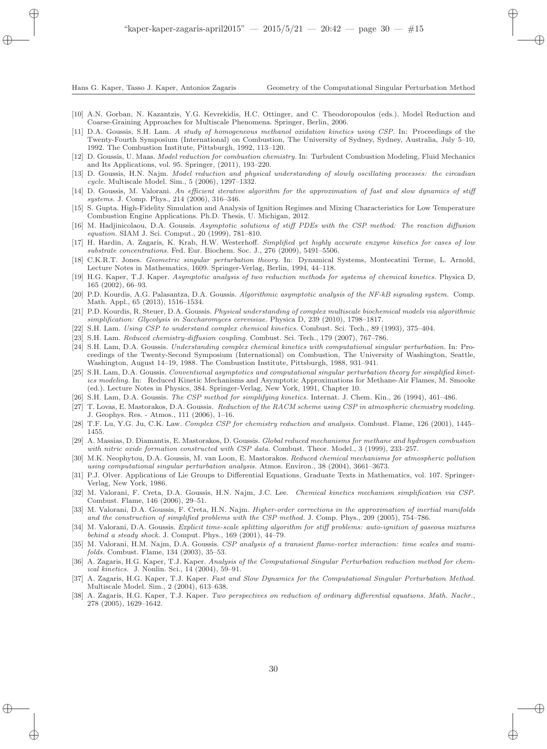[10] A.N. Gorban, N. Kazantzis, Y.G. Kevrekidis, H.C. Ottinger, and C. Theodoropoulos (eds.). Model Reduction and Coarse-Graining Approaches for Multiscale Phenomena. Springer, Berlin, 2006.

[11] D.A. Goussis, S.H. Lam. *A study of homogeneous methanol oxidation kinetics using CSP*. In: Proceedings of the Twenty-Fourth Symposium (International) on Combustion, The University of Sydney, Sydney, Australia, July 5–10, 1992. The Combustion Institute, Pittsburgh, 1992, 113–120.

[12] D. Goussis, U. Maas. *Model reduction for combustion chemistry*. In: Turbulent Combustion Modeling, Fluid Mechanics and Its Applications, vol. 95. Springer, (2011), 193–220.

[13] D. Goussis, H.N. Najm. *Model reduction and physical understanding of slowly oscillating processes: the circadian cycle*. Multiscale Model. Sim., 5 (2006), 1297–1332.

[14] D. Goussis, M. Valorani. *An efficient iterative algorithm for the approximation of fast and slow dynamics of stiff systems*. J. Comp. Phys., 214 (2006), 316–346.

[15] S. Gupta. High-Fidelity Simulation and Analysis of Ignition Regimes and Mixing Characteristics for Low Temperature Combustion Engine Applications. Ph.D. Thesis, U. Michigan, 2012.

[16] M. Hadjinicolaou, D.A. Goussis. *Asymptotic solutions of stiff PDEs with the CSP method: The reaction diffusion equation*. SIAM J. Sci. Comput., 20 (1999), 781–810.

[17] H. Hardin, A. Zagaris, K. Krab, H.W. Westerhoff. *Simplified yet highly accurate enzyme kinetics for cases of low substrate concentrations*. Fed. Eur. Biochem. Soc. J., 276 (2009), 5491–5506.

[18] C.K.R.T. Jones. *Geometric singular perturbation theory*. In: Dynamical Systems, Montecatini Terme, L. Arnold, Lecture Notes in Mathematics, 1609. Springer-Verlag, Berlin, 1994, 44–118.

[19] H.G. Kaper, T.J. Kaper. *Asymptotic analysis of two reduction methods for systems of chemical kinetics*. Physica D, 165 (2002), 66–93.

[20] P.D. Kourdis, A.G. Palasantza, D.A. Goussis. *Algorithmic asymptotic analysis of the NF-kB signaling system*. Comp. Math. Appl., 65 (2013), 1516–1534.

[21] P.D. Kourdis, R. Steuer, D.A. Goussis. *Physical understanding of complex multiscale biochemical models via algorithmic simplification: Glycolysis in Saccharomyces cerevisiae*. Physica D, 239 (2010), 1798–1817.

[22] S.H. Lam. *Using CSP to understand complex chemical kinetics*. Combust. Sci. Tech., 89 (1993), 375–404.

[23] S.H. Lam. *Reduced chemistry-diffusion coupling*. Combust. Sci. Tech., 179 (2007), 767–786.

[24] S.H. Lam, D.A. Goussis. *Understanding complex chemical kinetics with computational singular perturbation*. In: Proceedings of the Twenty-Second Symposium (International) on Combustion, The University of Washington, Seattle, Washington, August 14–19, 1988. The Combustion Institute, Pittsburgh, 1988, 931–941.

[25] S.H. Lam, D.A. Goussis. *Conventional asymptotics and computational singular perturbation theory for simplified kinetics modeling*. In: Reduced Kinetic Mechanisms and Asymptotic Approximations for Methane-Air Flames, M. Smooke (ed.). Lecture Notes in Physics, 384. Springer-Verlag, New York, 1991, Chapter 10.

[26] S.H. Lam, D.A. Goussis. *The CSP method for simplifying kinetics*. Internat. J. Chem. Kin., 26 (1994), 461–486.

[27] T. Lovas, E. Mastorakos, D.A. Goussis. *Reduction of the RACM scheme using CSP in atmospheric chemistry modeling*. J. Geophys. Res. - Atmos., 111 (2006), 1–16.

[28] T.F. Lu, Y.G. Ju, C.K. Law. *Complex CSP for chemistry reduction and analysis*. Combust. Flame, 126 (2001), 1445–1455.

[29] A. Massias, D. Diamantis, E. Mastorakos, D. Goussis. *Global reduced mechanisms for methane and hydrogen combustion with nitric oxide formation constructed with CSP data*. Combust. Theor. Model., 3 (1999), 233–257.

[30] M.K. Neophytou, D.A. Goussis, M. van Loon, E. Mastorakos. *Reduced chemical mechanisms for atmospheric pollution using computational singular perturbation analysis*. Atmos. Environ., 38 (2004), 3661–3673.

[31] P.J. Olver. Applications of Lie Groups to Differential Equations, Graduate Texts in Mathematics, vol. 107. Springer-Verlag, New York, 1986.

[32] M. Valorani, F. Creta, D.A. Goussis, H.N. Najm, J.C. Lee. *Chemical kinetics mechanism simplification via CSP*. Combust. Flame, 146 (2006), 29–51.

[33] M. Valorani, D.A. Goussis, F. Creta, H.N. Najm. *Higher-order corrections in the approximation of inertial manifolds and the construction of simplified problems with the CSP method*. J. Comp. Phys., 209 (2005), 754–786.

[34] M. Valorani, D.A. Goussis. *Explicit time-scale splitting algorithm for stiff problems: auto-ignition of gaseous mixtures behind a steady shock*. J. Comput. Phys., 169 (2001), 44–79.

[35] M. Valorani, H.M. Najm, D.A. Goussis. *CSP analysis of a transient flame-vortex interaction: time scales and manifolds*. Combust. Flame, 134 (2003), 35–53.

[36] A. Zagaris, H.G. Kaper, T.J. Kaper. *Analysis of the Computational Singular Perturbation reduction method for chemical kinetics*. J. Nonlin. Sci., 14 (2004), 59–91.

[37] A. Zagaris, H.G. Kaper, T.J. Kaper. *Fast and Slow Dynamics for the Computational Singular Perturbation Method*. Multiscale Model. Sim., 2 (2004), 613–638.

[38] A. Zagaris, H.G. Kaper, T.J. Kaper. *Two perspectives on reduction of ordinary differential equations. Math. Nachr.*, 278 (2005), 1629–1642.